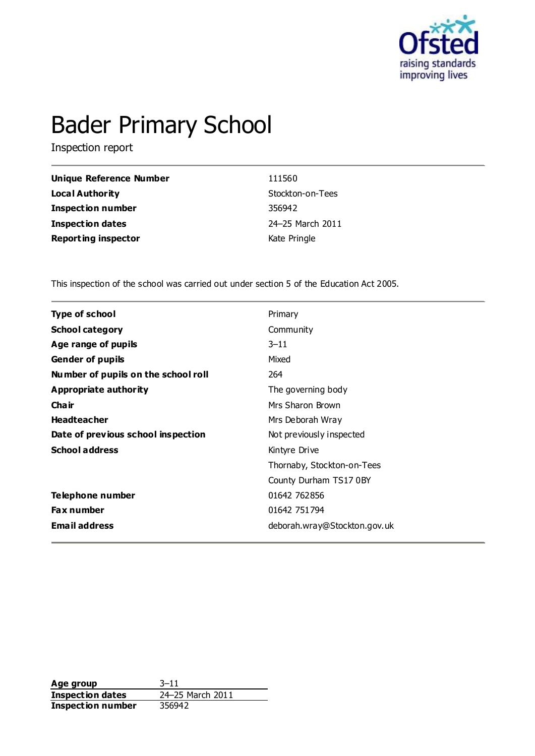# Bader Primary School

Inspection report

| | |
|---|---|
| **Unique Reference Number** | 111560 |
| **Local Authority** | Stockton-on-Tees |
| **Inspection number** | 356942 |
| **Inspection dates** | 24–25 March 2011 |
| **Reporting inspector** | Kate Pringle |

This inspection of the school was carried out under section 5 of the Education Act 2005.

| | |
|---|---|
| **Type of school** | Primary |
| **School category** | Community |
| **Age range of pupils** | 3–11 |
| **Gender of pupils** | Mixed |
| **Number of pupils on the school roll** | 264 |
| **Appropriate authority** | The governing body |
| **Chair** | Mrs Sharon Brown |
| **Headteacher** | Mrs Deborah Wray |
| **Date of previous school inspection** | Not previously inspected |
| **School address** | Kintyre Drive<br>Thornaby, Stockton-on-Tees<br>County Durham TS17 0BY |
| **Telephone number** | 01642 762856 |
| **Fax number** | 01642 751794 |
| **Email address** | deborah.wray@Stockton.gov.uk |

| | |
|---|---|
| **Age group** | 3–11 |
| **Inspection dates** | 24–25 March 2011 |
| **Inspection number** | 356942 |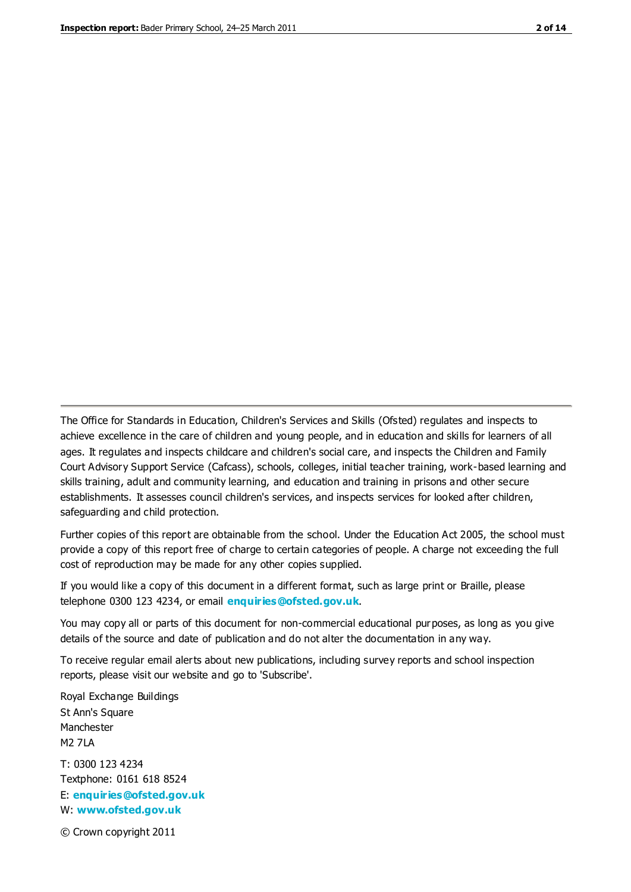The Office for Standards in Education, Children's Services and Skills (Ofsted) regulates and inspects to achieve excellence in the care of children and young people, and in education and skills for learners of all ages. It regulates and inspects childcare and children's social care, and inspects the Children and Family Court Advisory Support Service (Cafcass), schools, colleges, initial teacher training, work-based learning and skills training, adult and community learning, and education and training in prisons and other secure establishments. It assesses council children's services, and inspects services for looked after children, safeguarding and child protection.

Further copies of this report are obtainable from the school. Under the Education Act 2005, the school must provide a copy of this report free of charge to certain categories of people. A charge not exceeding the full cost of reproduction may be made for any other copies supplied.

If you would like a copy of this document in a different format, such as large print or Braille, please telephone 0300 123 4234, or email **enquiries@ofsted.gov.uk**.

You may copy all or parts of this document for non-commercial educational purposes, as long as you give details of the source and date of publication and do not alter the documentation in any way.

To receive regular email alerts about new publications, including survey reports and school inspection reports, please visit our website and go to 'Subscribe'.

Royal Exchange Buildings
St Ann's Square
Manchester
M2 7LA

T: 0300 123 4234
Textphone: 0161 618 8524
E: **enquiries@ofsted.gov.uk**
W: **www.ofsted.gov.uk**

© Crown copyright 2011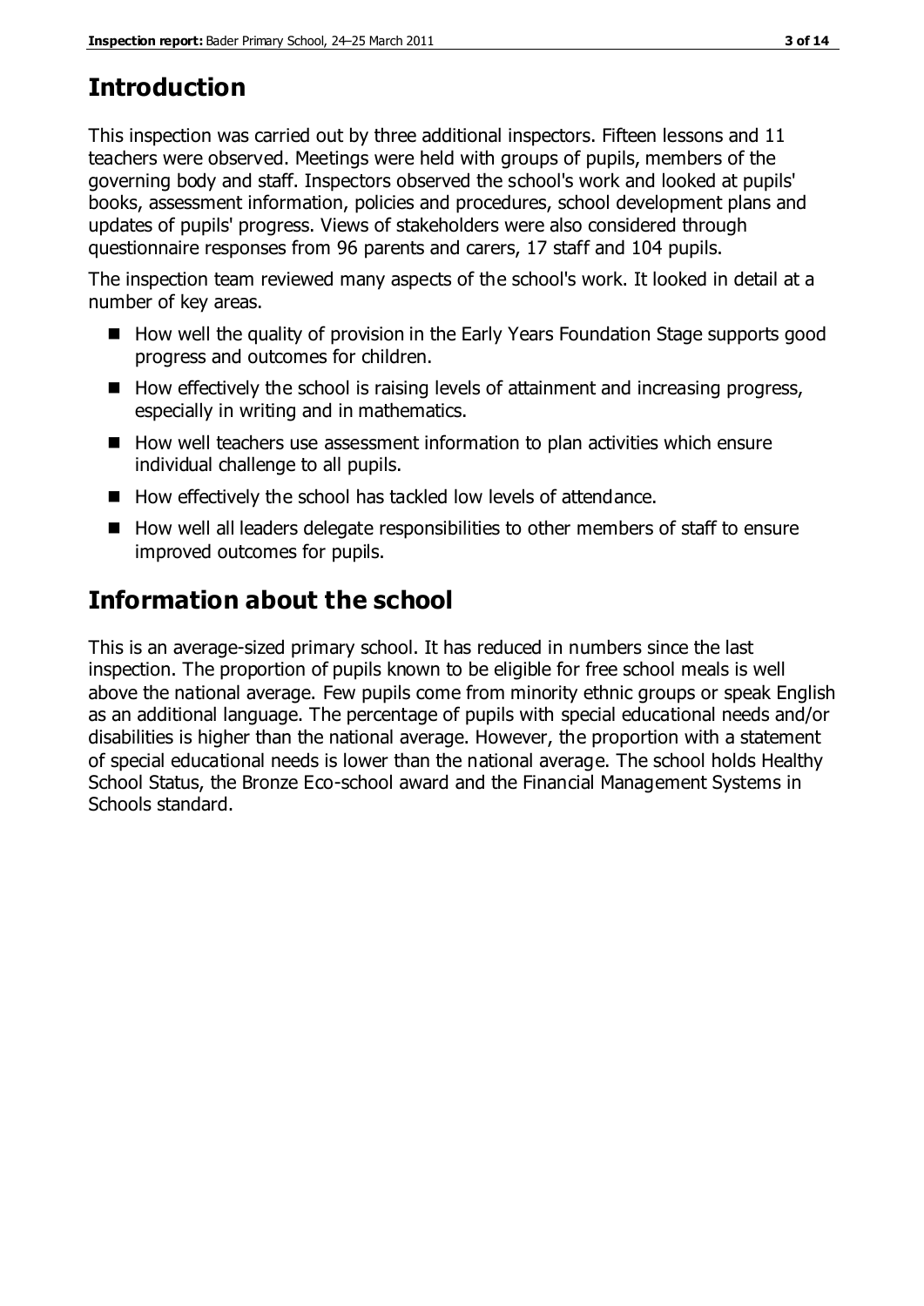# Introduction

This inspection was carried out by three additional inspectors. Fifteen lessons and 11 teachers were observed. Meetings were held with groups of pupils, members of the governing body and staff. Inspectors observed the school's work and looked at pupils' books, assessment information, policies and procedures, school development plans and updates of pupils' progress. Views of stakeholders were also considered through questionnaire responses from 96 parents and carers, 17 staff and 104 pupils.

The inspection team reviewed many aspects of the school's work. It looked in detail at a number of key areas.

- How well the quality of provision in the Early Years Foundation Stage supports good progress and outcomes for children.
- How effectively the school is raising levels of attainment and increasing progress, especially in writing and in mathematics.
- How well teachers use assessment information to plan activities which ensure individual challenge to all pupils.
- How effectively the school has tackled low levels of attendance.
- How well all leaders delegate responsibilities to other members of staff to ensure improved outcomes for pupils.

# Information about the school

This is an average-sized primary school. It has reduced in numbers since the last inspection. The proportion of pupils known to be eligible for free school meals is well above the national average. Few pupils come from minority ethnic groups or speak English as an additional language. The percentage of pupils with special educational needs and/or disabilities is higher than the national average. However, the proportion with a statement of special educational needs is lower than the national average. The school holds Healthy School Status, the Bronze Eco-school award and the Financial Management Systems in Schools standard.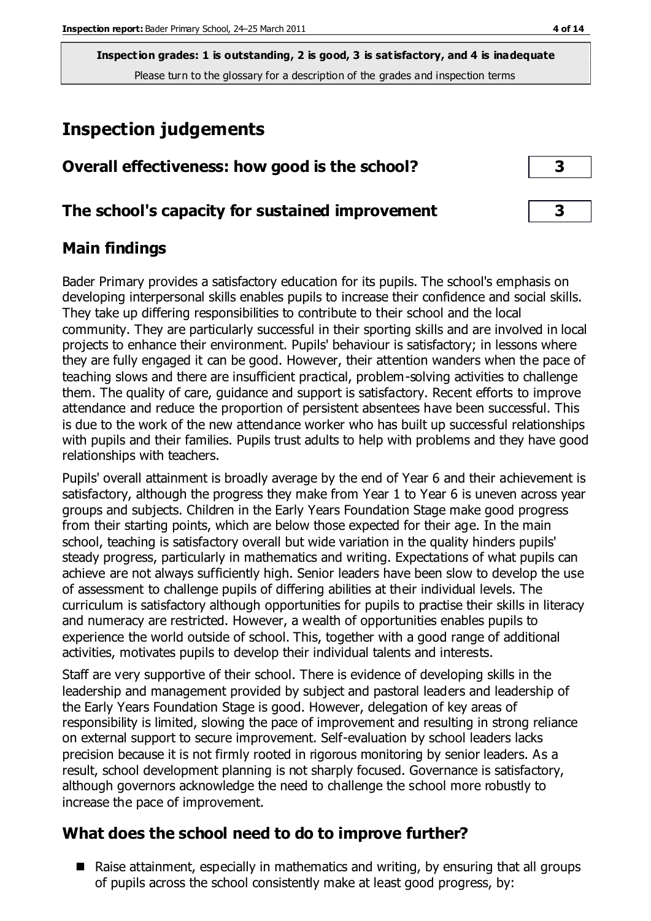**Inspection grades: 1 is outstanding, 2 is good, 3 is satisfactory, and 4 is inadequate**
Please turn to the glossary for a description of the grades and inspection terms

# Inspection judgements

| Overall effectiveness: how good is the school? | 3 |
|---|---|
| **The school's capacity for sustained improvement** | **3** |

## Main findings

Bader Primary provides a satisfactory education for its pupils. The school's emphasis on developing interpersonal skills enables pupils to increase their confidence and social skills. They take up differing responsibilities to contribute to their school and the local community. They are particularly successful in their sporting skills and are involved in local projects to enhance their environment. Pupils' behaviour is satisfactory; in lessons where they are fully engaged it can be good. However, their attention wanders when the pace of teaching slows and there are insufficient practical, problem-solving activities to challenge them. The quality of care, guidance and support is satisfactory. Recent efforts to improve attendance and reduce the proportion of persistent absentees have been successful. This is due to the work of the new attendance worker who has built up successful relationships with pupils and their families. Pupils trust adults to help with problems and they have good relationships with teachers.

Pupils' overall attainment is broadly average by the end of Year 6 and their achievement is satisfactory, although the progress they make from Year 1 to Year 6 is uneven across year groups and subjects. Children in the Early Years Foundation Stage make good progress from their starting points, which are below those expected for their age. In the main school, teaching is satisfactory overall but wide variation in the quality hinders pupils' steady progress, particularly in mathematics and writing. Expectations of what pupils can achieve are not always sufficiently high. Senior leaders have been slow to develop the use of assessment to challenge pupils of differing abilities at their individual levels. The curriculum is satisfactory although opportunities for pupils to practise their skills in literacy and numeracy are restricted. However, a wealth of opportunities enables pupils to experience the world outside of school. This, together with a good range of additional activities, motivates pupils to develop their individual talents and interests.

Staff are very supportive of their school. There is evidence of developing skills in the leadership and management provided by subject and pastoral leaders and leadership of the Early Years Foundation Stage is good. However, delegation of key areas of responsibility is limited, slowing the pace of improvement and resulting in strong reliance on external support to secure improvement. Self-evaluation by school leaders lacks precision because it is not firmly rooted in rigorous monitoring by senior leaders. As a result, school development planning is not sharply focused. Governance is satisfactory, although governors acknowledge the need to challenge the school more robustly to increase the pace of improvement.

## What does the school need to do to improve further?

- Raise attainment, especially in mathematics and writing, by ensuring that all groups of pupils across the school consistently make at least good progress, by: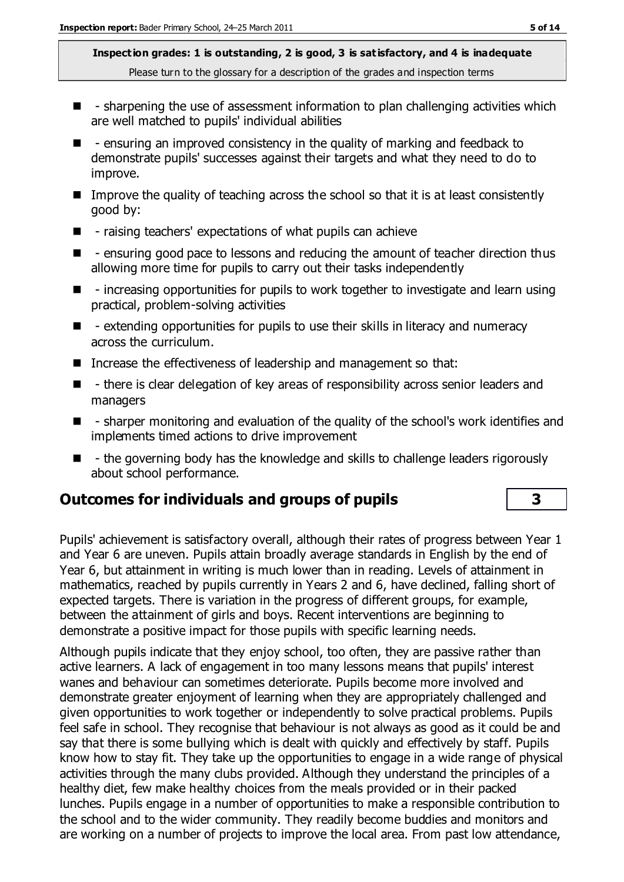- - sharpening the use of assessment information to plan challenging activities which are well matched to pupils' individual abilities
- - ensuring an improved consistency in the quality of marking and feedback to demonstrate pupils' successes against their targets and what they need to do to improve.
- Improve the quality of teaching across the school so that it is at least consistently good by:
- - raising teachers' expectations of what pupils can achieve
- - ensuring good pace to lessons and reducing the amount of teacher direction thus allowing more time for pupils to carry out their tasks independently
- - increasing opportunities for pupils to work together to investigate and learn using practical, problem-solving activities
- - extending opportunities for pupils to use their skills in literacy and numeracy across the curriculum.
- Increase the effectiveness of leadership and management so that:
- - there is clear delegation of key areas of responsibility across senior leaders and managers
- - sharper monitoring and evaluation of the quality of the school's work identifies and implements timed actions to drive improvement
- - the governing body has the knowledge and skills to challenge leaders rigorously about school performance.

## Outcomes for individuals and groups of pupils — 3

Pupils' achievement is satisfactory overall, although their rates of progress between Year 1 and Year 6 are uneven. Pupils attain broadly average standards in English by the end of Year 6, but attainment in writing is much lower than in reading. Levels of attainment in mathematics, reached by pupils currently in Years 2 and 6, have declined, falling short of expected targets. There is variation in the progress of different groups, for example, between the attainment of girls and boys. Recent interventions are beginning to demonstrate a positive impact for those pupils with specific learning needs.

Although pupils indicate that they enjoy school, too often, they are passive rather than active learners. A lack of engagement in too many lessons means that pupils' interest wanes and behaviour can sometimes deteriorate. Pupils become more involved and demonstrate greater enjoyment of learning when they are appropriately challenged and given opportunities to work together or independently to solve practical problems. Pupils feel safe in school. They recognise that behaviour is not always as good as it could be and say that there is some bullying which is dealt with quickly and effectively by staff. Pupils know how to stay fit. They take up the opportunities to engage in a wide range of physical activities through the many clubs provided. Although they understand the principles of a healthy diet, few make healthy choices from the meals provided or in their packed lunches. Pupils engage in a number of opportunities to make a responsible contribution to the school and to the wider community. They readily become buddies and monitors and are working on a number of projects to improve the local area. From past low attendance,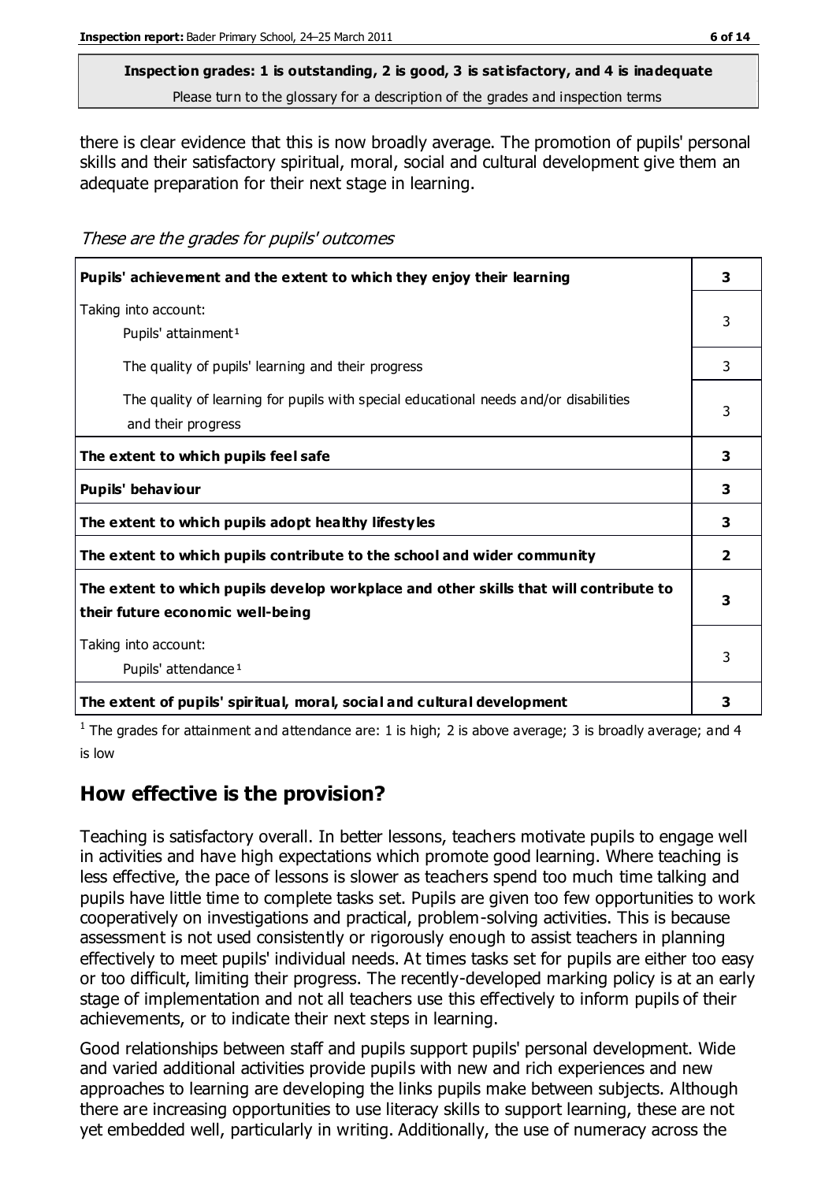**Inspection grades: 1 is outstanding, 2 is good, 3 is satisfactory, and 4 is inadequate**
Please turn to the glossary for a description of the grades and inspection terms

there is clear evidence that this is now broadly average. The promotion of pupils' personal skills and their satisfactory spiritual, moral, social and cultural development give them an adequate preparation for their next stage in learning.

*These are the grades for pupils' outcomes*

| | |
|---|---|
| **Pupils' achievement and the extent to which they enjoy their learning** | **3** |
| Taking into account: Pupils' attainment[1] | 3 |
| The quality of pupils' learning and their progress | 3 |
| The quality of learning for pupils with special educational needs and/or disabilities and their progress | 3 |
| **The extent to which pupils feel safe** | **3** |
| **Pupils' behaviour** | **3** |
| **The extent to which pupils adopt healthy lifestyles** | **3** |
| **The extent to which pupils contribute to the school and wider community** | **2** |
| **The extent to which pupils develop workplace and other skills that will contribute to their future economic well-being** | **3** |
| Taking into account: Pupils' attendance[1] | 3 |
| **The extent of pupils' spiritual, moral, social and cultural development** | **3** |

[1] The grades for attainment and attendance are: 1 is high; 2 is above average; 3 is broadly average; and 4 is low

## How effective is the provision?

Teaching is satisfactory overall. In better lessons, teachers motivate pupils to engage well in activities and have high expectations which promote good learning. Where teaching is less effective, the pace of lessons is slower as teachers spend too much time talking and pupils have little time to complete tasks set. Pupils are given too few opportunities to work cooperatively on investigations and practical, problem-solving activities. This is because assessment is not used consistently or rigorously enough to assist teachers in planning effectively to meet pupils' individual needs. At times tasks set for pupils are either too easy or too difficult, limiting their progress. The recently-developed marking policy is at an early stage of implementation and not all teachers use this effectively to inform pupils of their achievements, or to indicate their next steps in learning.

Good relationships between staff and pupils support pupils' personal development. Wide and varied additional activities provide pupils with new and rich experiences and new approaches to learning are developing the links pupils make between subjects. Although there are increasing opportunities to use literacy skills to support learning, these are not yet embedded well, particularly in writing. Additionally, the use of numeracy across the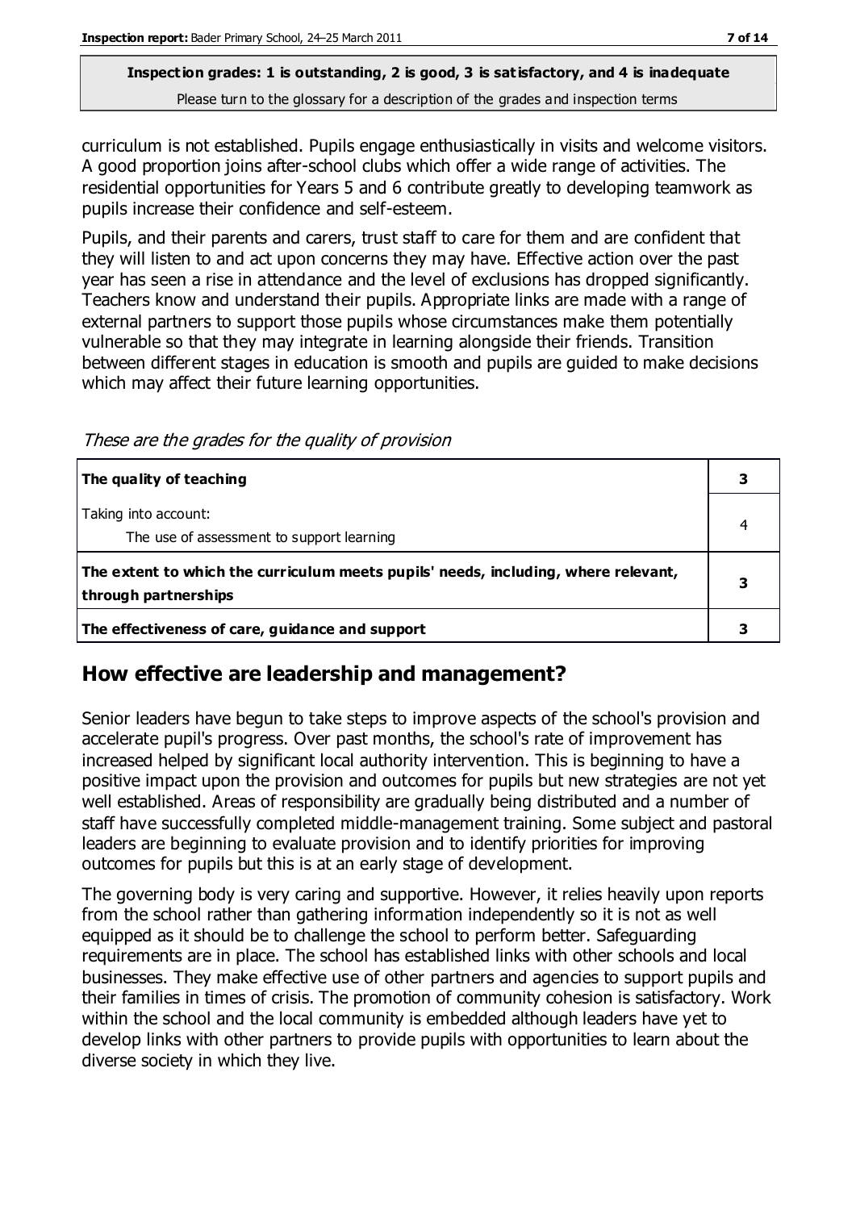curriculum is not established. Pupils engage enthusiastically in visits and welcome visitors. A good proportion joins after-school clubs which offer a wide range of activities. The residential opportunities for Years 5 and 6 contribute greatly to developing teamwork as pupils increase their confidence and self-esteem.

Pupils, and their parents and carers, trust staff to care for them and are confident that they will listen to and act upon concerns they may have. Effective action over the past year has seen a rise in attendance and the level of exclusions has dropped significantly. Teachers know and understand their pupils. Appropriate links are made with a range of external partners to support those pupils whose circumstances make them potentially vulnerable so that they may integrate in learning alongside their friends. Transition between different stages in education is smooth and pupils are guided to make decisions which may affect their future learning opportunities.

*These are the grades for the quality of provision*

| | |
|---|---|
| **The quality of teaching** | **3** |
| Taking into account:<br>The use of assessment to support learning | 4 |
| **The extent to which the curriculum meets pupils' needs, including, where relevant, through partnerships** | **3** |
| **The effectiveness of care, guidance and support** | **3** |

## How effective are leadership and management?

Senior leaders have begun to take steps to improve aspects of the school's provision and accelerate pupil's progress. Over past months, the school's rate of improvement has increased helped by significant local authority intervention. This is beginning to have a positive impact upon the provision and outcomes for pupils but new strategies are not yet well established. Areas of responsibility are gradually being distributed and a number of staff have successfully completed middle-management training. Some subject and pastoral leaders are beginning to evaluate provision and to identify priorities for improving outcomes for pupils but this is at an early stage of development.

The governing body is very caring and supportive. However, it relies heavily upon reports from the school rather than gathering information independently so it is not as well equipped as it should be to challenge the school to perform better. Safeguarding requirements are in place. The school has established links with other schools and local businesses. They make effective use of other partners and agencies to support pupils and their families in times of crisis. The promotion of community cohesion is satisfactory. Work within the school and the local community is embedded although leaders have yet to develop links with other partners to provide pupils with opportunities to learn about the diverse society in which they live.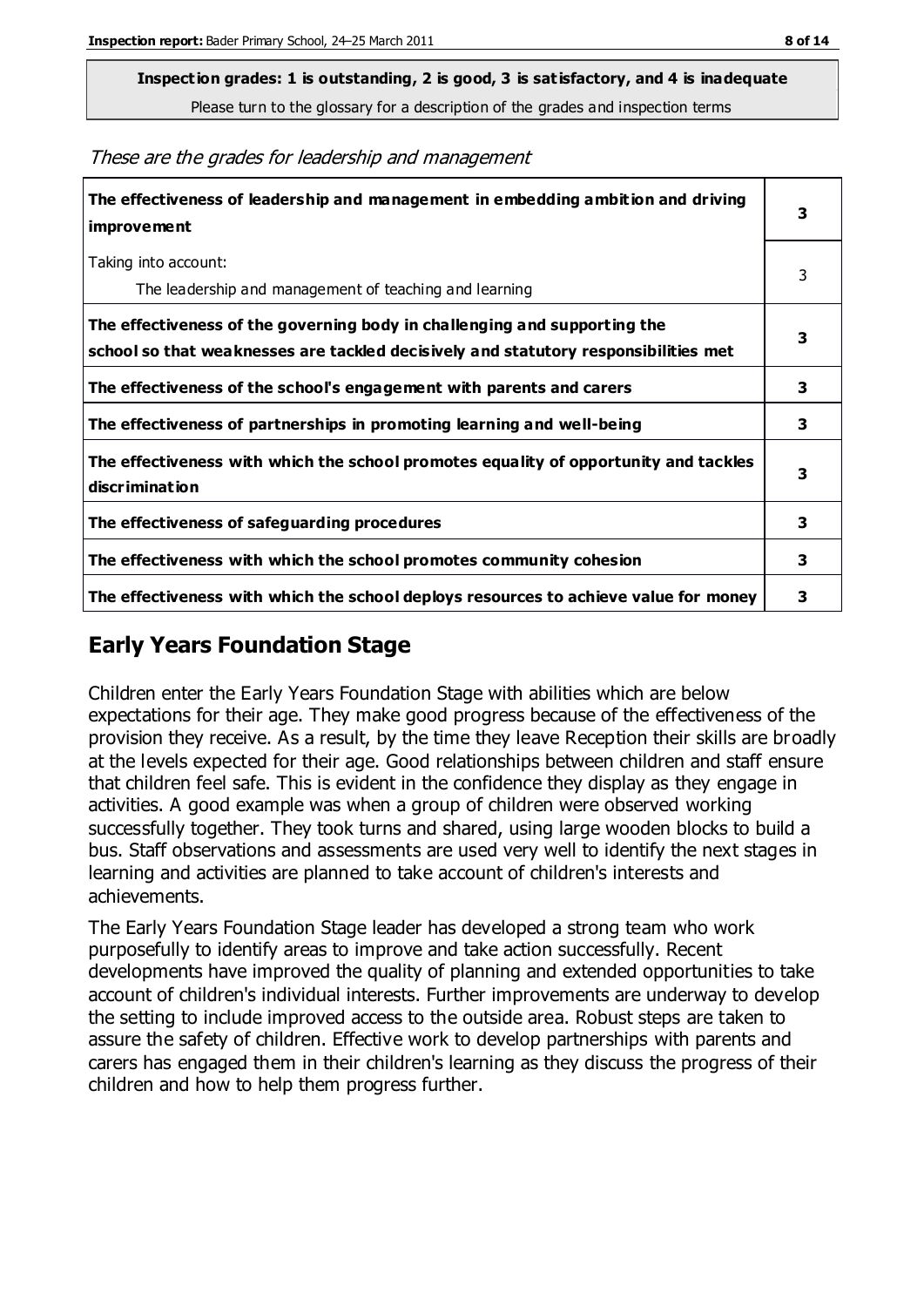**Inspection grades: 1 is outstanding, 2 is good, 3 is satisfactory, and 4 is inadequate**
Please turn to the glossary for a description of the grades and inspection terms

*These are the grades for leadership and management*

| | |
|---|---|
| **The effectiveness of leadership and management in embedding ambition and driving improvement** | **3** |
| Taking into account: The leadership and management of teaching and learning | 3 |
| **The effectiveness of the governing body in challenging and supporting the school so that weaknesses are tackled decisively and statutory responsibilities met** | **3** |
| **The effectiveness of the school's engagement with parents and carers** | **3** |
| **The effectiveness of partnerships in promoting learning and well-being** | **3** |
| **The effectiveness with which the school promotes equality of opportunity and tackles discrimination** | **3** |
| **The effectiveness of safeguarding procedures** | **3** |
| **The effectiveness with which the school promotes community cohesion** | **3** |
| **The effectiveness with which the school deploys resources to achieve value for money** | **3** |

## Early Years Foundation Stage

Children enter the Early Years Foundation Stage with abilities which are below expectations for their age. They make good progress because of the effectiveness of the provision they receive. As a result, by the time they leave Reception their skills are broadly at the levels expected for their age. Good relationships between children and staff ensure that children feel safe. This is evident in the confidence they display as they engage in activities. A good example was when a group of children were observed working successfully together. They took turns and shared, using large wooden blocks to build a bus. Staff observations and assessments are used very well to identify the next stages in learning and activities are planned to take account of children's interests and achievements.

The Early Years Foundation Stage leader has developed a strong team who work purposefully to identify areas to improve and take action successfully. Recent developments have improved the quality of planning and extended opportunities to take account of children's individual interests. Further improvements are underway to develop the setting to include improved access to the outside area. Robust steps are taken to assure the safety of children. Effective work to develop partnerships with parents and carers has engaged them in their children's learning as they discuss the progress of their children and how to help them progress further.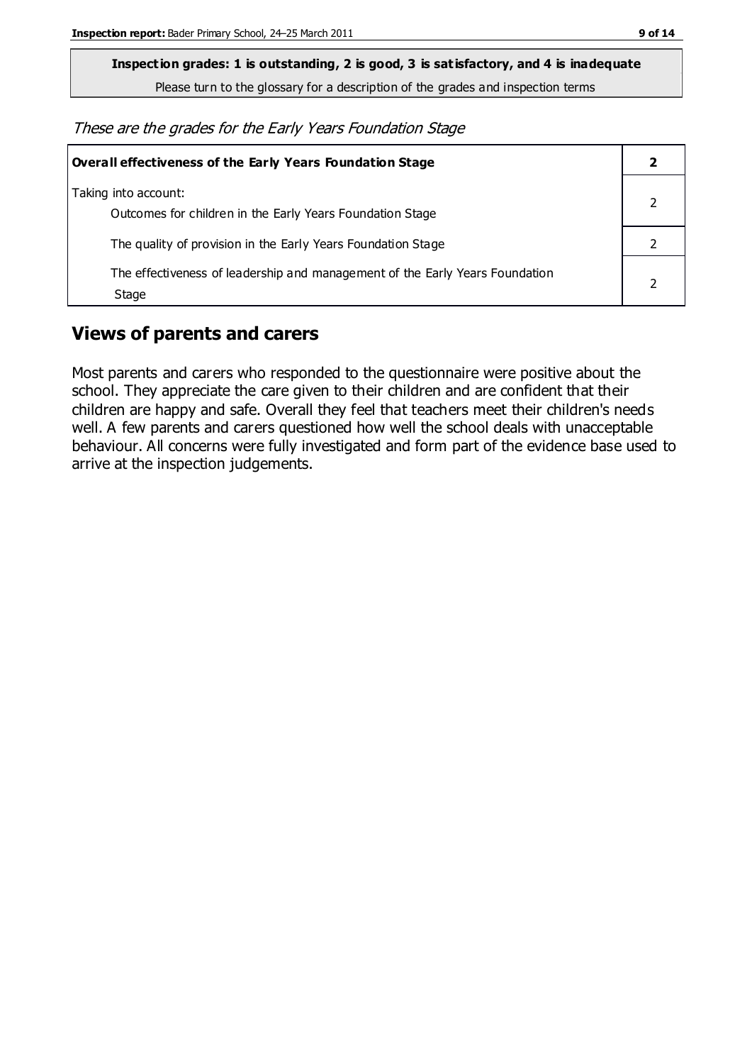**Inspection grades: 1 is outstanding, 2 is good, 3 is satisfactory, and 4 is inadequate**

Please turn to the glossary for a description of the grades and inspection terms

*These are the grades for the Early Years Foundation Stage*

| **Overall effectiveness of the Early Years Foundation Stage** | **2** |
|---|---|
| Taking into account: Outcomes for children in the Early Years Foundation Stage | 2 |
| The quality of provision in the Early Years Foundation Stage | 2 |
| The effectiveness of leadership and management of the Early Years Foundation Stage | 2 |

## Views of parents and carers

Most parents and carers who responded to the questionnaire were positive about the school. They appreciate the care given to their children and are confident that their children are happy and safe. Overall they feel that teachers meet their children's needs well. A few parents and carers questioned how well the school deals with unacceptable behaviour. All concerns were fully investigated and form part of the evidence base used to arrive at the inspection judgements.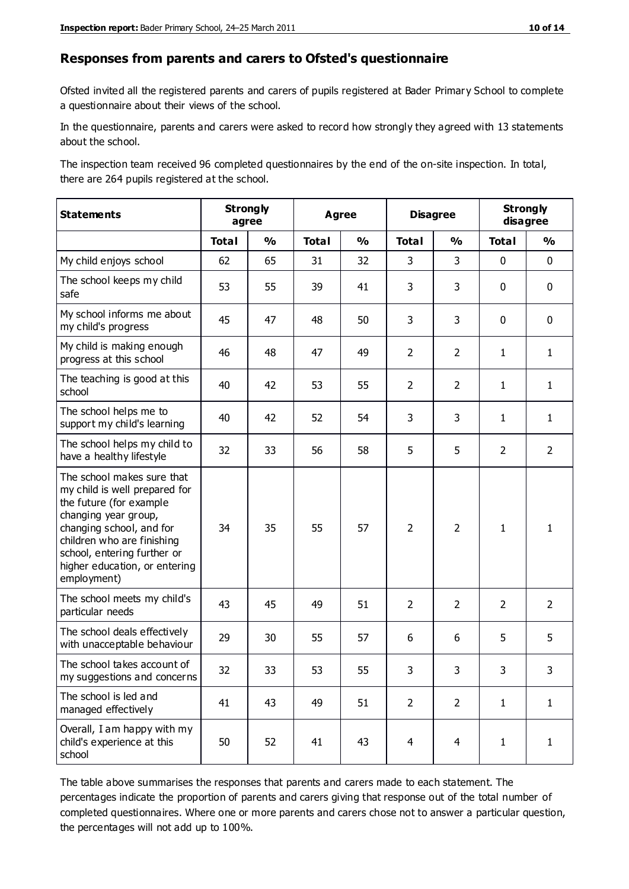## Responses from parents and carers to Ofsted's questionnaire

Ofsted invited all the registered parents and carers of pupils registered at Bader Primary School to complete a questionnaire about their views of the school.

In the questionnaire, parents and carers were asked to record how strongly they agreed with 13 statements about the school.

The inspection team received 96 completed questionnaires by the end of the on-site inspection. In total, there are 264 pupils registered at the school.

| Statements | Strongly agree | | Agree | | Disagree | | Strongly disagree | |
|---|---|---|---|---|---|---|---|---|
| | **Total** | **%** | **Total** | **%** | **Total** | **%** | **Total** | **%** |
| My child enjoys school | 62 | 65 | 31 | 32 | 3 | 3 | 0 | 0 |
| The school keeps my child safe | 53 | 55 | 39 | 41 | 3 | 3 | 0 | 0 |
| My school informs me about my child's progress | 45 | 47 | 48 | 50 | 3 | 3 | 0 | 0 |
| My child is making enough progress at this school | 46 | 48 | 47 | 49 | 2 | 2 | 1 | 1 |
| The teaching is good at this school | 40 | 42 | 53 | 55 | 2 | 2 | 1 | 1 |
| The school helps me to support my child's learning | 40 | 42 | 52 | 54 | 3 | 3 | 1 | 1 |
| The school helps my child to have a healthy lifestyle | 32 | 33 | 56 | 58 | 5 | 5 | 2 | 2 |
| The school makes sure that my child is well prepared for the future (for example changing year group, changing school, and for children who are finishing school, entering further or higher education, or entering employment) | 34 | 35 | 55 | 57 | 2 | 2 | 1 | 1 |
| The school meets my child's particular needs | 43 | 45 | 49 | 51 | 2 | 2 | 2 | 2 |
| The school deals effectively with unacceptable behaviour | 29 | 30 | 55 | 57 | 6 | 6 | 5 | 5 |
| The school takes account of my suggestions and concerns | 32 | 33 | 53 | 55 | 3 | 3 | 3 | 3 |
| The school is led and managed effectively | 41 | 43 | 49 | 51 | 2 | 2 | 1 | 1 |
| Overall, I am happy with my child's experience at this school | 50 | 52 | 41 | 43 | 4 | 4 | 1 | 1 |

The table above summarises the responses that parents and carers made to each statement. The percentages indicate the proportion of parents and carers giving that response out of the total number of completed questionnaires. Where one or more parents and carers chose not to answer a particular question, the percentages will not add up to 100%.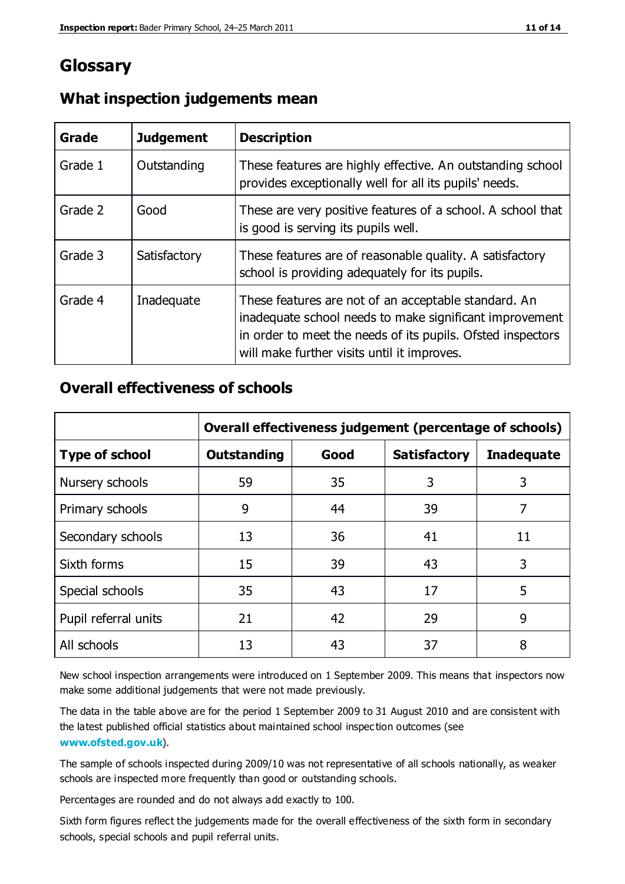# Glossary

## What inspection judgements mean

| Grade | Judgement | Description |
|---|---|---|
| Grade 1 | Outstanding | These features are highly effective. An outstanding school provides exceptionally well for all its pupils' needs. |
| Grade 2 | Good | These are very positive features of a school. A school that is good is serving its pupils well. |
| Grade 3 | Satisfactory | These features are of reasonable quality. A satisfactory school is providing adequately for its pupils. |
| Grade 4 | Inadequate | These features are not of an acceptable standard. An inadequate school needs to make significant improvement in order to meet the needs of its pupils. Ofsted inspectors will make further visits until it improves. |

## Overall effectiveness of schools

| | Overall effectiveness judgement (percentage of schools) | | | |
|---|---|---|---|---|
| **Type of school** | **Outstanding** | **Good** | **Satisfactory** | **Inadequate** |
| Nursery schools | 59 | 35 | 3 | 3 |
| Primary schools | 9 | 44 | 39 | 7 |
| Secondary schools | 13 | 36 | 41 | 11 |
| Sixth forms | 15 | 39 | 43 | 3 |
| Special schools | 35 | 43 | 17 | 5 |
| Pupil referral units | 21 | 42 | 29 | 9 |
| All schools | 13 | 43 | 37 | 8 |

New school inspection arrangements were introduced on 1 September 2009. This means that inspectors now make some additional judgements that were not made previously.

The data in the table above are for the period 1 September 2009 to 31 August 2010 and are consistent with the latest published official statistics about maintained school inspection outcomes (see **www.ofsted.gov.uk**).

The sample of schools inspected during 2009/10 was not representative of all schools nationally, as weaker schools are inspected more frequently than good or outstanding schools.

Percentages are rounded and do not always add exactly to 100.

Sixth form figures reflect the judgements made for the overall effectiveness of the sixth form in secondary schools, special schools and pupil referral units.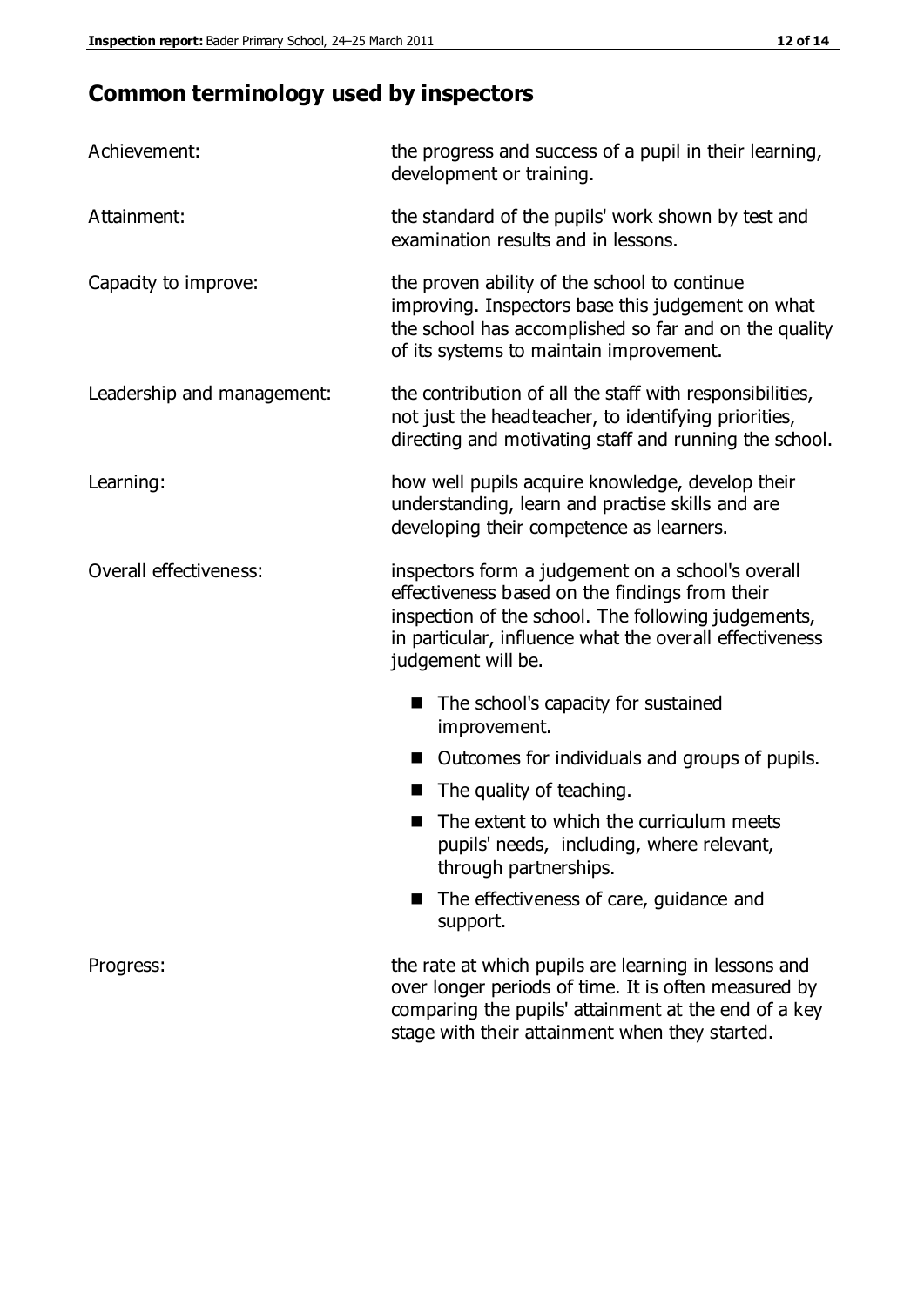## Common terminology used by inspectors

| | |
|---|---|
| Achievement: | the progress and success of a pupil in their learning, development or training. |
| Attainment: | the standard of the pupils' work shown by test and examination results and in lessons. |
| Capacity to improve: | the proven ability of the school to continue improving. Inspectors base this judgement on what the school has accomplished so far and on the quality of its systems to maintain improvement. |
| Leadership and management: | the contribution of all the staff with responsibilities, not just the headteacher, to identifying priorities, directing and motivating staff and running the school. |
| Learning: | how well pupils acquire knowledge, develop their understanding, learn and practise skills and are developing their competence as learners. |
| Overall effectiveness: | inspectors form a judgement on a school's overall effectiveness based on the findings from their inspection of the school. The following judgements, in particular, influence what the overall effectiveness judgement will be. |

- The school's capacity for sustained improvement.
- Outcomes for individuals and groups of pupils.
- The quality of teaching.
- The extent to which the curriculum meets pupils' needs, including, where relevant, through partnerships.
- The effectiveness of care, guidance and support.

| | |
|---|---|
| Progress: | the rate at which pupils are learning in lessons and over longer periods of time. It is often measured by comparing the pupils' attainment at the end of a key stage with their attainment when they started. |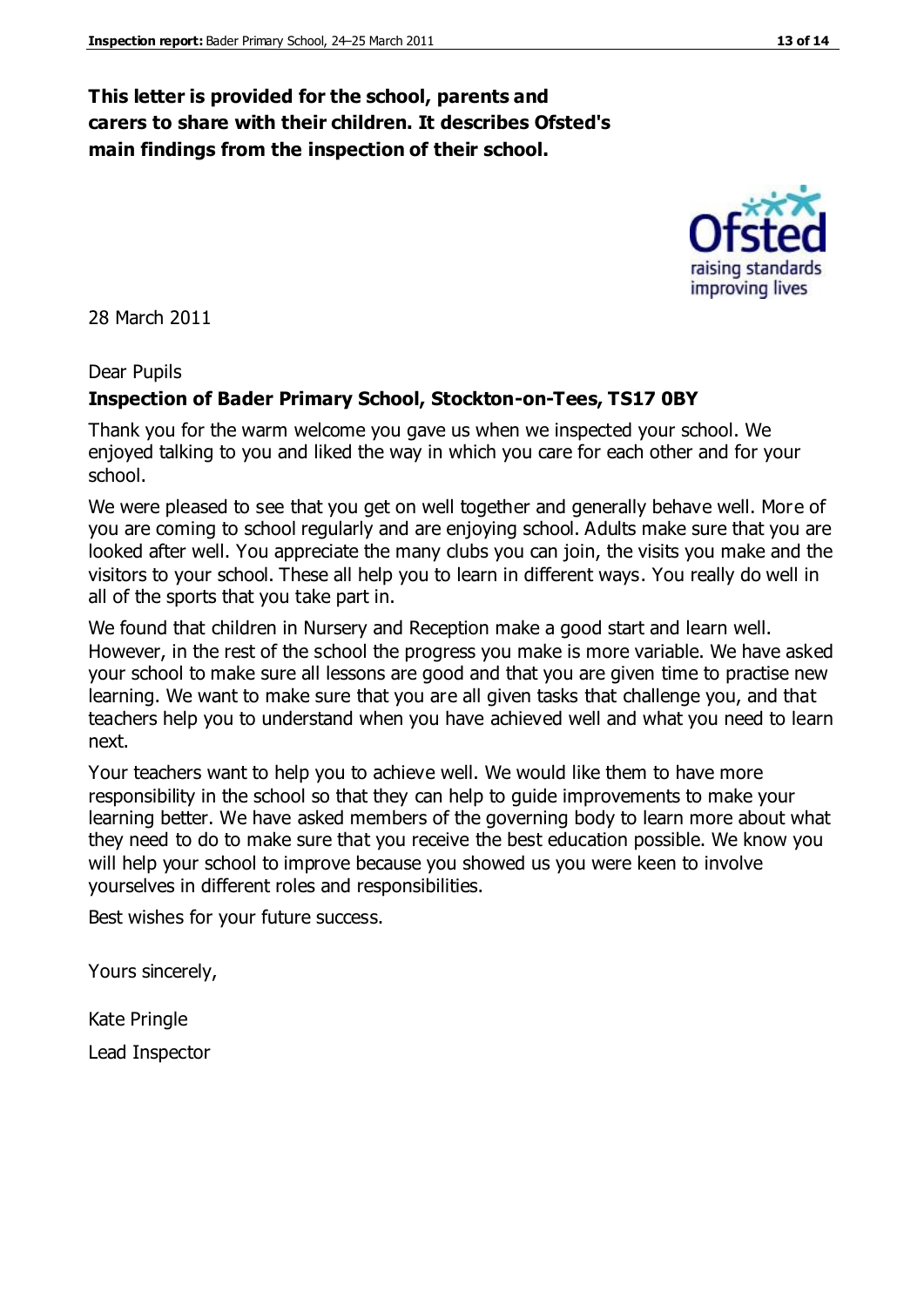**This letter is provided for the school, parents and carers to share with their children. It describes Ofsted's main findings from the inspection of their school.**

28 March 2011

Dear Pupils

**Inspection of Bader Primary School, Stockton-on-Tees, TS17 0BY**

Thank you for the warm welcome you gave us when we inspected your school. We enjoyed talking to you and liked the way in which you care for each other and for your school.

We were pleased to see that you get on well together and generally behave well. More of you are coming to school regularly and are enjoying school. Adults make sure that you are looked after well. You appreciate the many clubs you can join, the visits you make and the visitors to your school. These all help you to learn in different ways. You really do well in all of the sports that you take part in.

We found that children in Nursery and Reception make a good start and learn well. However, in the rest of the school the progress you make is more variable. We have asked your school to make sure all lessons are good and that you are given time to practise new learning. We want to make sure that you are all given tasks that challenge you, and that teachers help you to understand when you have achieved well and what you need to learn next.

Your teachers want to help you to achieve well. We would like them to have more responsibility in the school so that they can help to guide improvements to make your learning better. We have asked members of the governing body to learn more about what they need to do to make sure that you receive the best education possible. We know you will help your school to improve because you showed us you were keen to involve yourselves in different roles and responsibilities.

Best wishes for your future success.

Yours sincerely,

Kate Pringle

Lead Inspector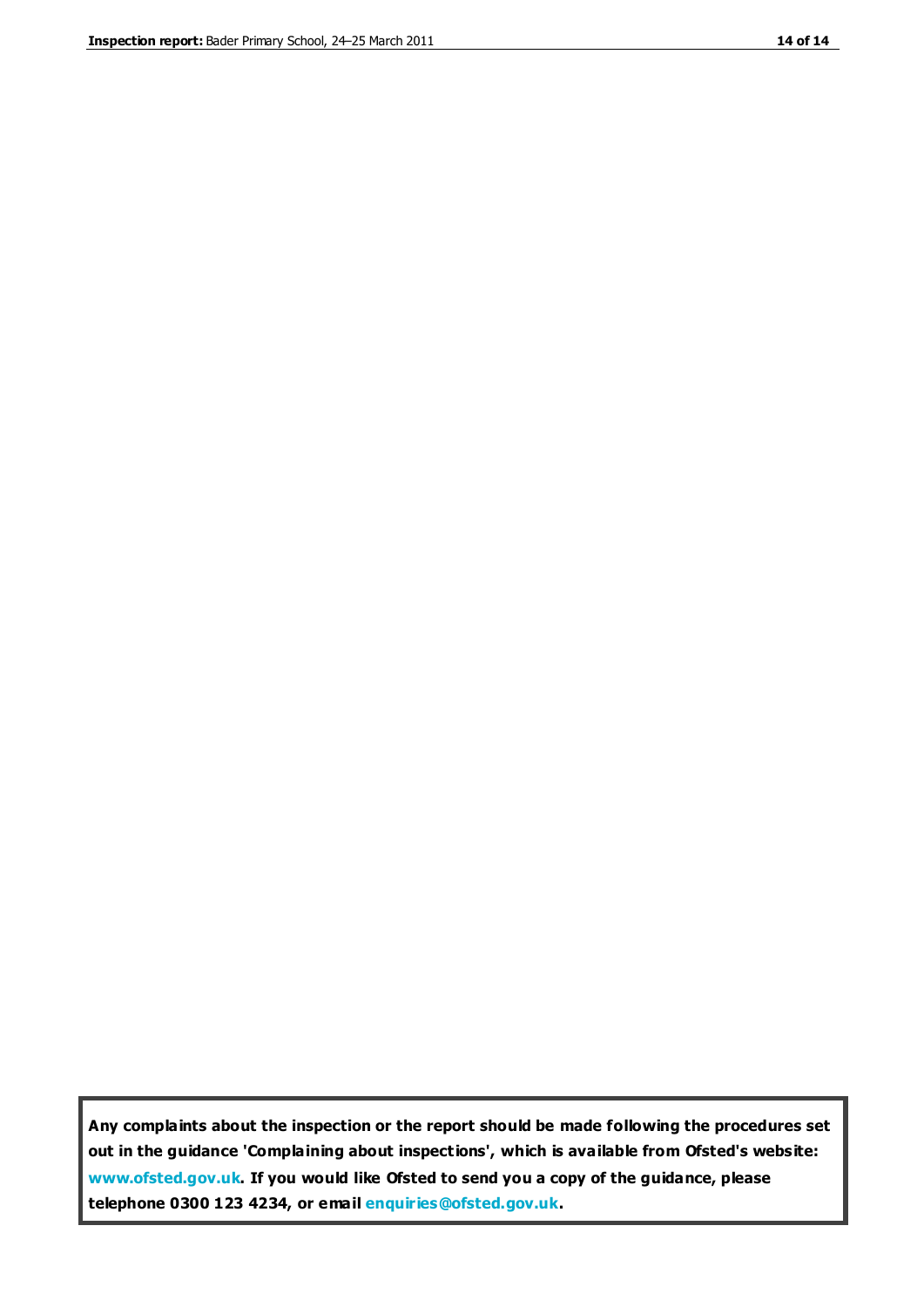**Any complaints about the inspection or the report should be made following the procedures set out in the guidance 'Complaining about inspections', which is available from Ofsted's website: www.ofsted.gov.uk. If you would like Ofsted to send you a copy of the guidance, please telephone 0300 123 4234, or email enquiries@ofsted.gov.uk.**